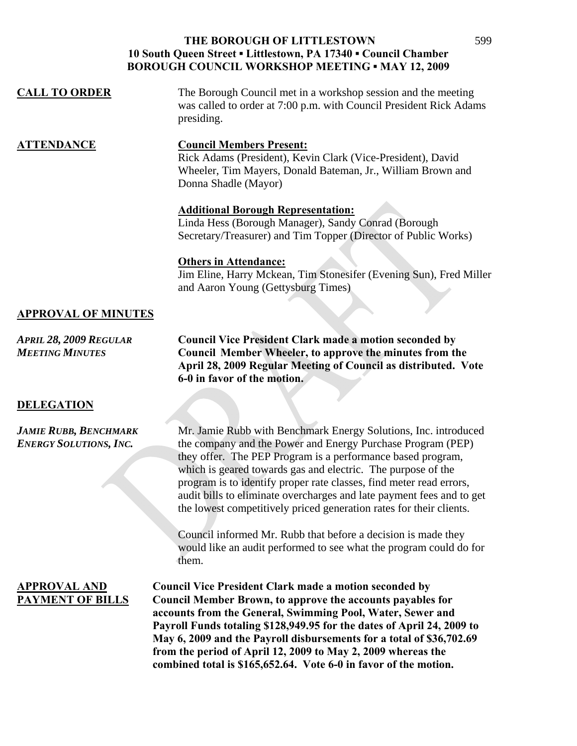**THE BOROUGH OF LITTLESTOWN**
**10 South Queen Street ▪ Littlestown, PA 17340 ▪ Council Chamber**
**BOROUGH COUNCIL WORKSHOP MEETING ▪ MAY 12, 2009**

## CALL TO ORDER

The Borough Council met in a workshop session and the meeting was called to order at 7:00 p.m. with Council President Rick Adams presiding.

## ATTENDANCE

**Council Members Present:**
Rick Adams (President), Kevin Clark (Vice-President), David Wheeler, Tim Mayers, Donald Bateman, Jr., William Brown and Donna Shadle (Mayor)

**Additional Borough Representation:**
Linda Hess (Borough Manager), Sandy Conrad (Borough Secretary/Treasurer) and Tim Topper (Director of Public Works)

**Others in Attendance:**
Jim Eline, Harry Mckean, Tim Stonesifer (Evening Sun), Fred Miller and Aaron Young (Gettysburg Times)

## APPROVAL OF MINUTES

***APRIL 28, 2009 REGULAR MEETING MINUTES***

**Council Vice President Clark made a motion seconded by Council Member Wheeler, to approve the minutes from the April 28, 2009 Regular Meeting of Council as distributed. Vote 6-0 in favor of the motion.**

## DELEGATION

***JAMIE RUBB, BENCHMARK ENERGY SOLUTIONS, INC.***

Mr. Jamie Rubb with Benchmark Energy Solutions, Inc. introduced the company and the Power and Energy Purchase Program (PEP) they offer. The PEP Program is a performance based program, which is geared towards gas and electric. The purpose of the program is to identify proper rate classes, find meter read errors, audit bills to eliminate overcharges and late payment fees and to get the lowest competitively priced generation rates for their clients.

Council informed Mr. Rubb that before a decision is made they would like an audit performed to see what the program could do for them.

## APPROVAL AND PAYMENT OF BILLS

**Council Vice President Clark made a motion seconded by Council Member Brown, to approve the accounts payables for accounts from the General, Swimming Pool, Water, Sewer and Payroll Funds totaling $128,949.95 for the dates of April 24, 2009 to May 6, 2009 and the Payroll disbursements for a total of $36,702.69 from the period of April 12, 2009 to May 2, 2009 whereas the combined total is $165,652.64. Vote 6-0 in favor of the motion.**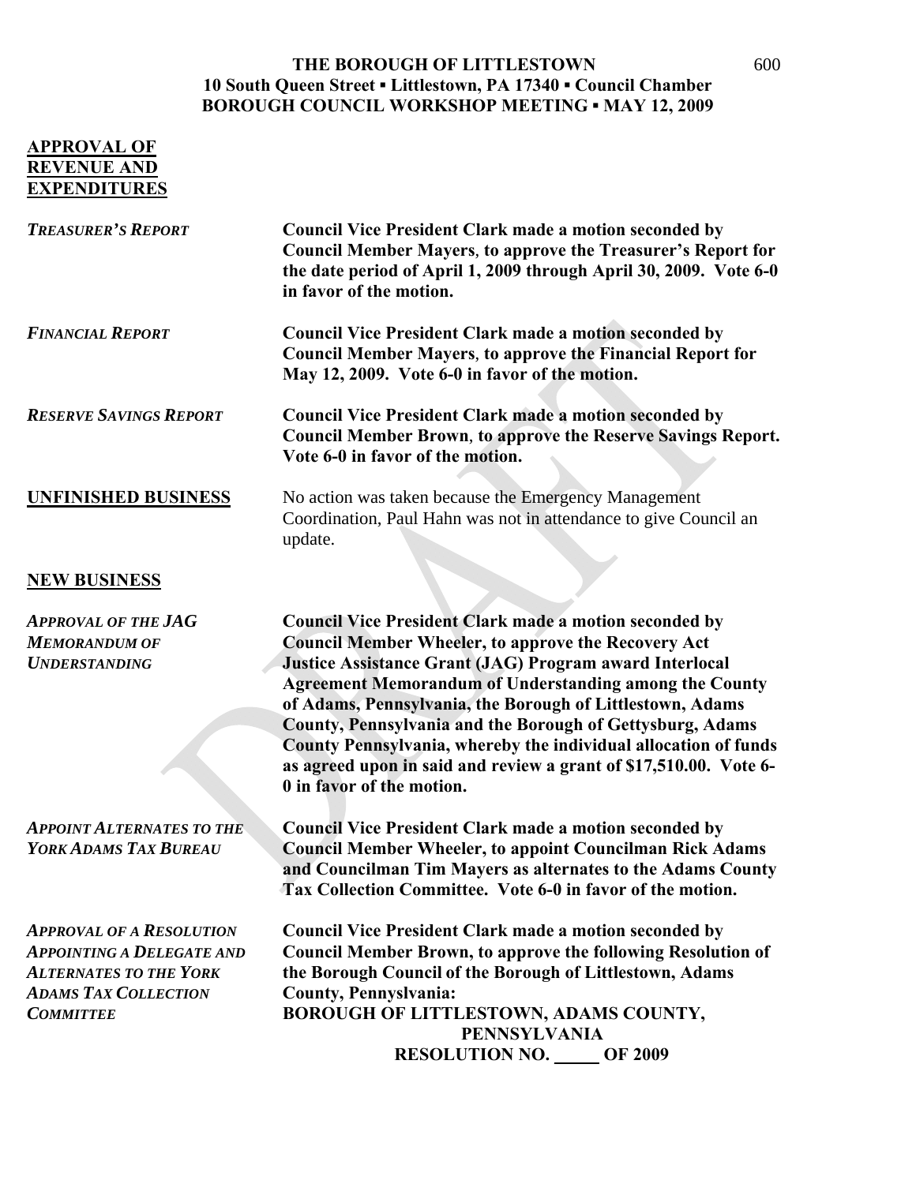## APPROVAL OF REVENUE AND EXPENDITURES

***TREASURER'S REPORT***

**Council Vice President Clark made a motion seconded by Council Member Mayers, to approve the Treasurer's Report for the date period of April 1, 2009 through April 30, 2009. Vote 6-0 in favor of the motion.**

***FINANCIAL REPORT***

**Council Vice President Clark made a motion seconded by Council Member Mayers, to approve the Financial Report for May 12, 2009. Vote 6-0 in favor of the motion.**

***RESERVE SAVINGS REPORT***

**Council Vice President Clark made a motion seconded by Council Member Brown, to approve the Reserve Savings Report. Vote 6-0 in favor of the motion.**

## UNFINISHED BUSINESS

No action was taken because the Emergency Management Coordination, Paul Hahn was not in attendance to give Council an update.

## NEW BUSINESS

***APPROVAL OF THE JAG MEMORANDUM OF UNDERSTANDING***

**Council Vice President Clark made a motion seconded by Council Member Wheeler, to approve the Recovery Act Justice Assistance Grant (JAG) Program award Interlocal Agreement Memorandum of Understanding among the County of Adams, Pennsylvania, the Borough of Littlestown, Adams County, Pennsylvania and the Borough of Gettysburg, Adams County Pennsylvania, whereby the individual allocation of funds as agreed upon in said and review a grant of $17,510.00. Vote 6-0 in favor of the motion.**

***APPOINT ALTERNATES TO THE YORK ADAMS TAX BUREAU***

**Council Vice President Clark made a motion seconded by Council Member Wheeler, to appoint Councilman Rick Adams and Councilman Tim Mayers as alternates to the Adams County Tax Collection Committee. Vote 6-0 in favor of the motion.**

***APPROVAL OF A RESOLUTION APPOINTING A DELEGATE AND ALTERNATES TO THE YORK ADAMS TAX COLLECTION COMMITTEE***

**Council Vice President Clark made a motion seconded by Council Member Brown, to approve the following Resolution of the Borough Council of the Borough of Littlestown, Adams County, Pennsylvania:**

**BOROUGH OF LITTLESTOWN, ADAMS COUNTY, PENNSYLVANIA**

**RESOLUTION NO. _____ OF 2009**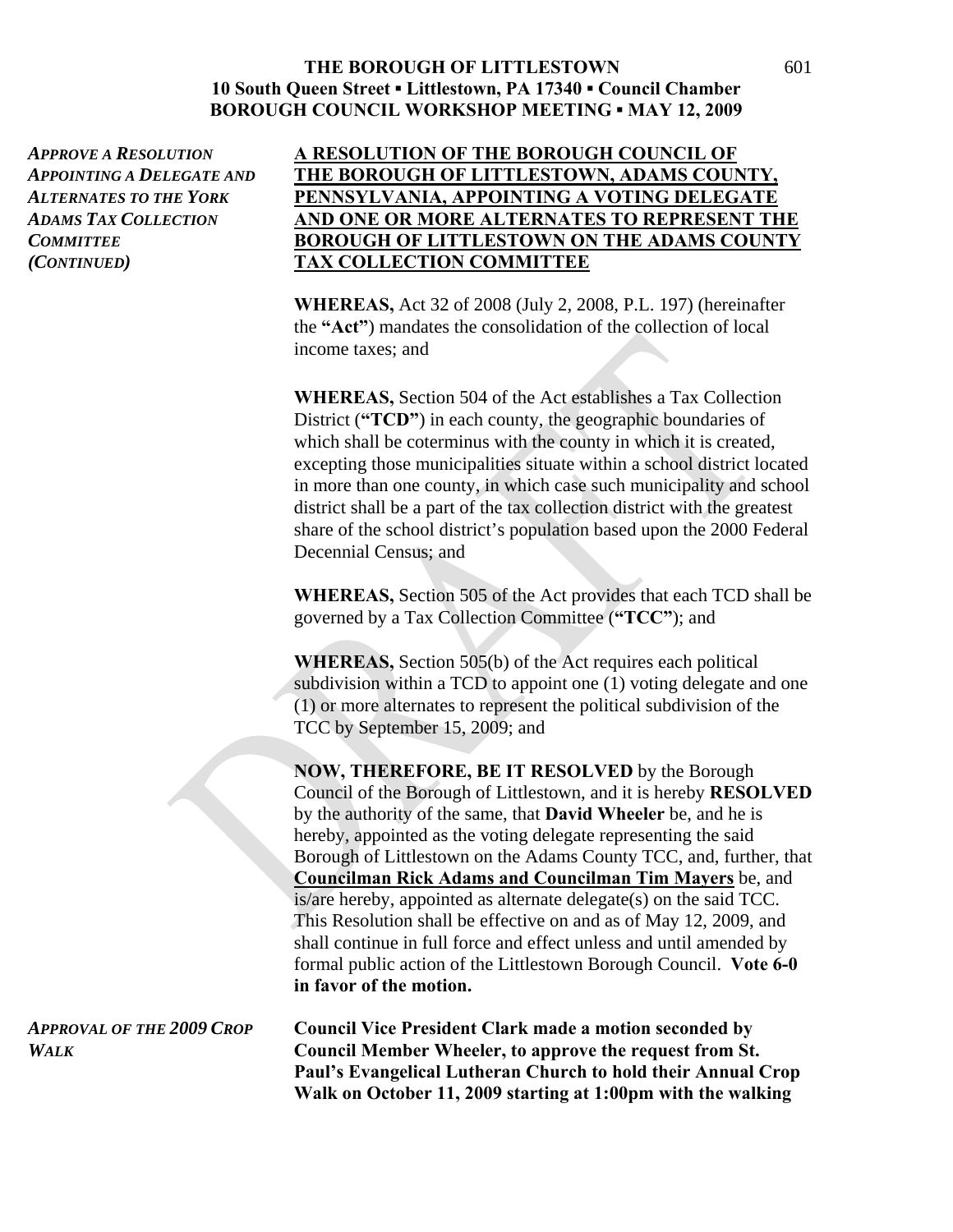*APPROVE A RESOLUTION APPOINTING A DELEGATE AND ALTERNATES TO THE YORK ADAMS TAX COLLECTION COMMITTEE (CONTINUED)*

**A RESOLUTION OF THE BOROUGH COUNCIL OF THE BOROUGH OF LITTLESTOWN, ADAMS COUNTY, PENNSYLVANIA, APPOINTING A VOTING DELEGATE AND ONE OR MORE ALTERNATES TO REPRESENT THE BOROUGH OF LITTLESTOWN ON THE ADAMS COUNTY TAX COLLECTION COMMITTEE**

**WHEREAS,** Act 32 of 2008 (July 2, 2008, P.L. 197) (hereinafter the **"Act"**) mandates the consolidation of the collection of local income taxes; and

**WHEREAS,** Section 504 of the Act establishes a Tax Collection District (**"TCD"**) in each county, the geographic boundaries of which shall be coterminus with the county in which it is created, excepting those municipalities situate within a school district located in more than one county, in which case such municipality and school district shall be a part of the tax collection district with the greatest share of the school district's population based upon the 2000 Federal Decennial Census; and

**WHEREAS,** Section 505 of the Act provides that each TCD shall be governed by a Tax Collection Committee (**"TCC"**); and

**WHEREAS,** Section 505(b) of the Act requires each political subdivision within a TCD to appoint one (1) voting delegate and one (1) or more alternates to represent the political subdivision of the TCC by September 15, 2009; and

**NOW, THEREFORE, BE IT RESOLVED** by the Borough Council of the Borough of Littlestown, and it is hereby **RESOLVED** by the authority of the same, that **David Wheeler** be, and he is hereby, appointed as the voting delegate representing the said Borough of Littlestown on the Adams County TCC, and, further, that **Councilman Rick Adams and Councilman Tim Mayers** be, and is/are hereby, appointed as alternate delegate(s) on the said TCC. This Resolution shall be effective on and as of May 12, 2009, and shall continue in full force and effect unless and until amended by formal public action of the Littlestown Borough Council. **Vote 6-0 in favor of the motion.**

*APPROVAL OF THE 2009 CROP WALK*

**Council Vice President Clark made a motion seconded by Council Member Wheeler, to approve the request from St. Paul's Evangelical Lutheran Church to hold their Annual Crop Walk on October 11, 2009 starting at 1:00pm with the walking**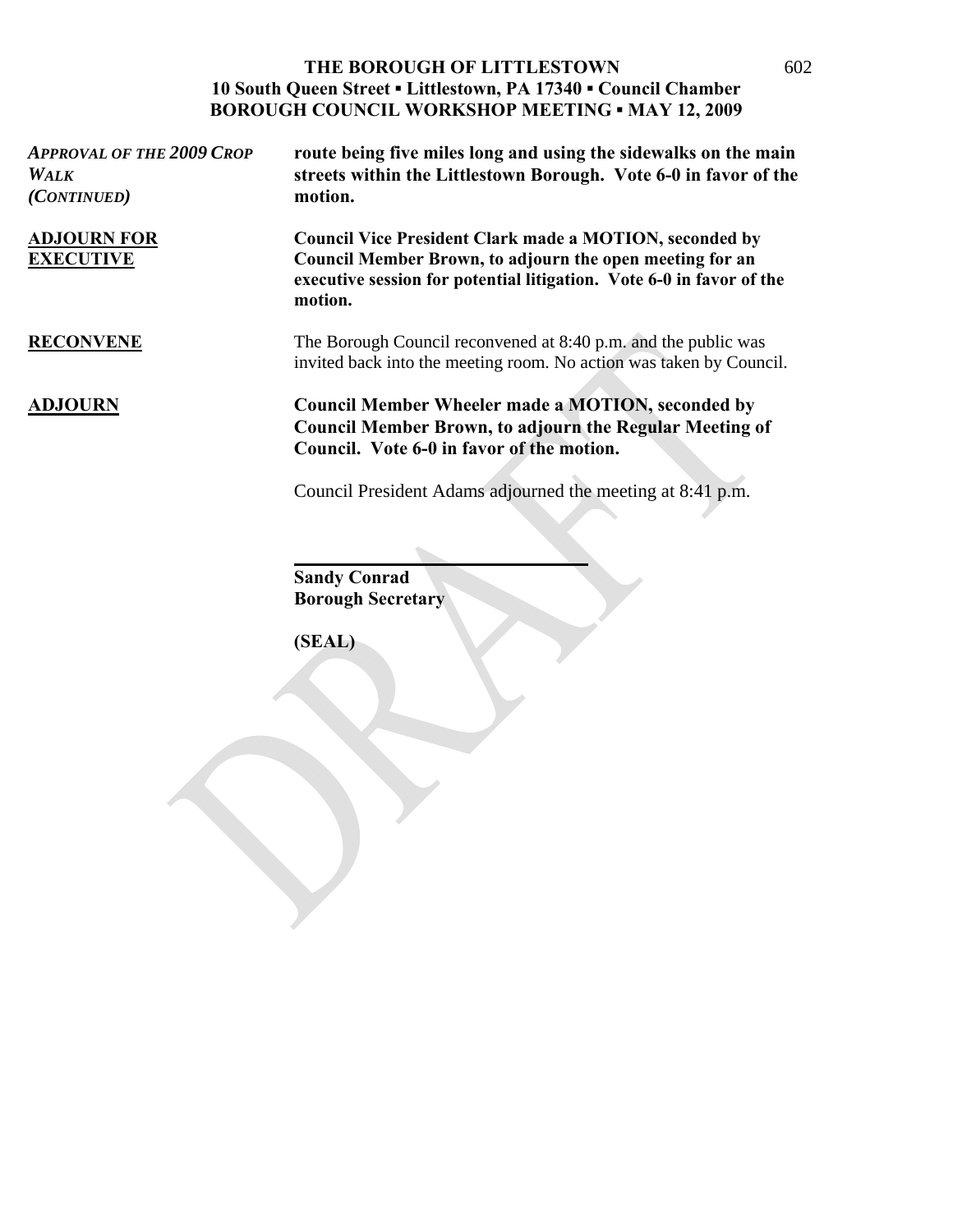**THE BOROUGH OF LITTLESTOWN**
**10 South Queen Street ▪ Littlestown, PA 17340 ▪ Council Chamber**
**BOROUGH COUNCIL WORKSHOP MEETING ▪ MAY 12, 2009**

***APPROVAL OF THE 2009 CROP WALK (CONTINUED)***

**route being five miles long and using the sidewalks on the main streets within the Littlestown Borough. Vote 6-0 in favor of the motion.**

**ADJOURN FOR EXECUTIVE**

**Council Vice President Clark made a MOTION, seconded by Council Member Brown, to adjourn the open meeting for an executive session for potential litigation. Vote 6-0 in favor of the motion.**

**RECONVENE**

The Borough Council reconvened at 8:40 p.m. and the public was invited back into the meeting room. No action was taken by Council.

**ADJOURN**

**Council Member Wheeler made a MOTION, seconded by Council Member Brown, to adjourn the Regular Meeting of Council. Vote 6-0 in favor of the motion.**

Council President Adams adjourned the meeting at 8:41 p.m.

______________________________
**Sandy Conrad**
**Borough Secretary**

**(SEAL)**

DRAFT